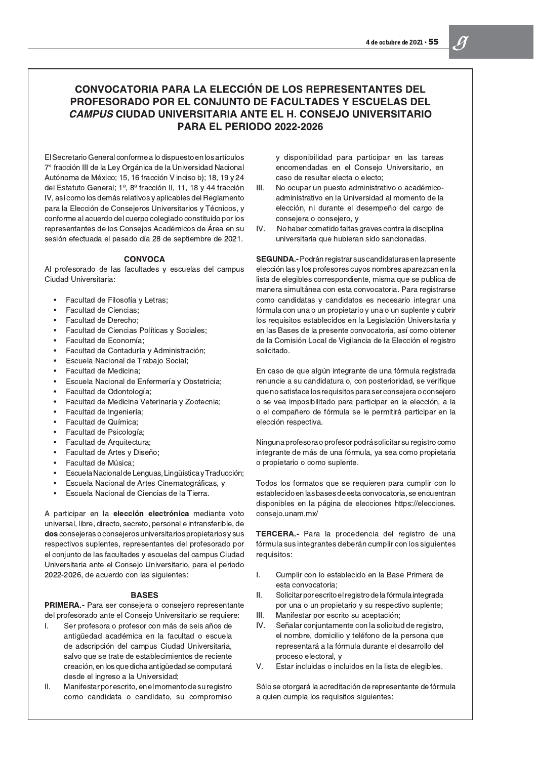# CONVOCATORIA PARA LA ELECCIÓN DE LOS REPRESENTANTES DEL PROFESORADO POR EL CONJUNTO DE FACULTADES Y ESCUELAS DEL *CAMPUS* CIUDAD UNIVERSITARIA ANTE EL H. CONSEJO UNIVERSITARIO PARA EL PERIODO 2022-2026

El Secretario General conforme a lo dispuesto en los artículos 7° fracción III de la Ley Orgánica de la Universidad Nacional Autónoma de México; 15, 16 fracción V inciso b); 18, 19 y 24 del Estatuto General; 1º, 8º fracción II, 11, 18 y 44 fracción IV, así como los demás relativos y aplicables del Reglamento para la Elección de Consejeros Universitarios y Técnicos, y conforme al acuerdo del cuerpo colegiado constituido por los representantes de los Consejos Académicos de Área en su sesión efectuada el pasado día 28 de septiembre de 2021.

## CONVOCA

Al profesorado de las facultades y escuelas del campus Ciudad Universitaria:

- Facultad de Filosofía y Letras;
- Facultad de Ciencias;
- Facultad de Derecho;
- Facultad de Ciencias Políticas y Sociales;
- Facultad de Economía;
- Facultad de Contaduría y Administración;
- Escuela Nacional de Trabajo Social;
- Facultad de Medicina;
- Escuela Nacional de Enfermería y Obstetricia;
- Facultad de Odontología;
- Facultad de Medicina Veterinaria y Zootecnia;
- Facultad de Ingeniería;
- Facultad de Química;
- Facultad de Psicología;
- Facultad de Arquitectura;
- Facultad de Artes y Diseño;
- Facultad de Música;
- Escuela Nacional de Lenguas, Lingüística y Traducción;
- Escuela Nacional de Artes Cinematográficas, y
- Escuela Nacional de Ciencias de la Tierra.

A participar en la **elección electrónica** mediante voto universal, libre, directo, secreto, personal e intransferible, de **dos** consejeras o consejeros universitarios propietarios y sus respectivos suplentes, representantes del profesorado por el conjunto de las facultades y escuelas del campus Ciudad Universitaria ante el Consejo Universitario, para el periodo 2022-2026, de acuerdo con las siguientes:

## BASES

**PRIMERA.-** Para ser consejera o consejero representante del profesorado ante el Consejo Universitario se requiere:

I. Ser profesora o profesor con más de seis años de antigüedad académica en la facultad o escuela de adscripción del campus Ciudad Universitaria, salvo que se trate de establecimientos de reciente creación, en los que dicha antigüedad se computará desde el ingreso a la Universidad;

II. Manifestar por escrito, en el momento de su registro como candidata o candidato, su compromiso y disponibilidad para participar en las tareas encomendadas en el Consejo Universitario, en caso de resultar electa o electo;

III. No ocupar un puesto administrativo o académico-administrativo en la Universidad al momento de la elección, ni durante el desempeño del cargo de consejera o consejero, y

IV. No haber cometido faltas graves contra la disciplina universitaria que hubieran sido sancionadas.

**SEGUNDA.-** Podrán registrar sus candidaturas en la presente elección las y los profesores cuyos nombres aparezcan en la lista de elegibles correspondiente, misma que se publica de manera simultánea con esta convocatoria. Para registrarse como candidatas y candidatos es necesario integrar una fórmula con una o un propietario y una o un suplente y cubrir los requisitos establecidos en la Legislación Universitaria y en las Bases de la presente convocatoria, así como obtener de la Comisión Local de Vigilancia de la Elección el registro solicitado.

En caso de que algún integrante de una fórmula registrada renuncie a su candidatura o, con posterioridad, se verifique que no satisface los requisitos para ser consejera o consejero o se vea imposibilitado para participar en la elección, a la o el compañero de fórmula se le permitirá participar en la elección respectiva.

Ninguna profesora o profesor podrá solicitar su registro como integrante de más de una fórmula, ya sea como propietaria o propietario o como suplente.

Todos los formatos que se requieren para cumplir con lo establecido en las bases de esta convocatoria, se encuentran disponibles en la página de elecciones https://elecciones.consejo.unam.mx/

**TERCERA.-** Para la procedencia del registro de una fórmula sus integrantes deberán cumplir con los siguientes requisitos:

I. Cumplir con lo establecido en la Base Primera de esta convocatoria;

II. Solicitar por escrito el registro de la fórmula integrada por una o un propietario y su respectivo suplente;

III. Manifestar por escrito su aceptación;

IV. Señalar conjuntamente con la solicitud de registro, el nombre, domicilio y teléfono de la persona que representará a la fórmula durante el desarrollo del proceso electoral, y

V. Estar incluidas o incluidos en la lista de elegibles.

Sólo se otorgará la acreditación de representante de fórmula a quien cumpla los requisitos siguientes: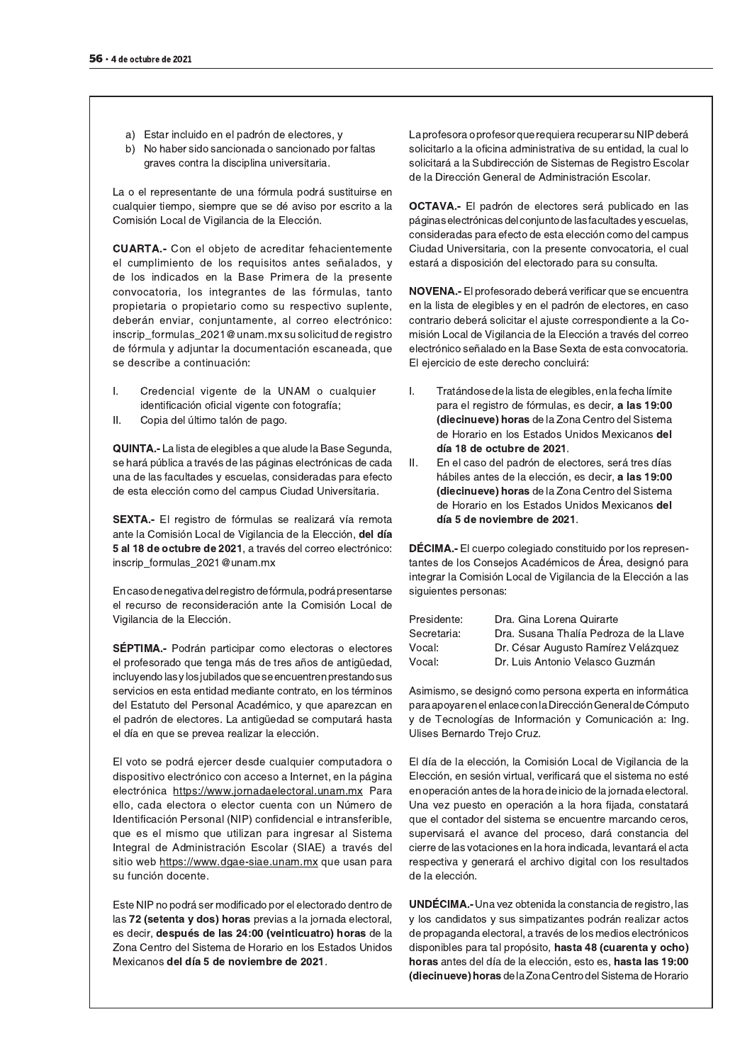a) Estar incluido en el padrón de electores, y
b) No haber sido sancionada o sancionado por faltas graves contra la disciplina universitaria.

La o el representante de una fórmula podrá sustituirse en cualquier tiempo, siempre que se dé aviso por escrito a la Comisión Local de Vigilancia de la Elección.

**CUARTA.-** Con el objeto de acreditar fehacientemente el cumplimiento de los requisitos antes señalados, y de los indicados en la Base Primera de la presente convocatoria, los integrantes de las fórmulas, tanto propietaria o propietario como su respectivo suplente, deberán enviar, conjuntamente, al correo electrónico: inscrip_formulas_2021@unam.mx su solicitud de registro de fórmula y adjuntar la documentación escaneada, que se describe a continuación:

I. Credencial vigente de la UNAM o cualquier identificación oficial vigente con fotografía;
II. Copia del último talón de pago.

**QUINTA.-** La lista de elegibles a que alude la Base Segunda, se hará pública a través de las páginas electrónicas de cada una de las facultades y escuelas, consideradas para efecto de esta elección como del campus Ciudad Universitaria.

**SEXTA.-** El registro de fórmulas se realizará vía remota ante la Comisión Local de Vigilancia de la Elección, **del día 5 al 18 de octubre de 2021**, a través del correo electrónico: inscrip_formulas_2021@unam.mx

En caso de negativa del registro de fórmula, podrá presentarse el recurso de reconsideración ante la Comisión Local de Vigilancia de la Elección.

**SÉPTIMA.-** Podrán participar como electoras o electores el profesorado que tenga más de tres años de antigüedad, incluyendo las y los jubilados que se encuentren prestando sus servicios en esta entidad mediante contrato, en los términos del Estatuto del Personal Académico, y que aparezcan en el padrón de electores. La antigüedad se computará hasta el día en que se prevea realizar la elección.

El voto se podrá ejercer desde cualquier computadora o dispositivo electrónico con acceso a Internet, en la página electrónica https://www.jornadaelectoral.unam.mx Para ello, cada electora o elector cuenta con un Número de Identificación Personal (NIP) confidencial e intransferible, que es el mismo que utilizan para ingresar al Sistema Integral de Administración Escolar (SIAE) a través del sitio web https://www.dgae-siae.unam.mx que usan para su función docente.

Este NIP no podrá ser modificado por el electorado dentro de las **72 (setenta y dos) horas** previas a la jornada electoral, es decir, **después de las 24:00 (veinticuatro) horas** de la Zona Centro del Sistema de Horario en los Estados Unidos Mexicanos **del día 5 de noviembre de 2021**.

La profesora o profesor que requiera recuperar su NIP deberá solicitarlo a la oficina administrativa de su entidad, la cual lo solicitará a la Subdirección de Sistemas de Registro Escolar de la Dirección General de Administración Escolar.

**OCTAVA.-** El padrón de electores será publicado en las páginas electrónicas del conjunto de las facultades y escuelas, consideradas para efecto de esta elección como del campus Ciudad Universitaria, con la presente convocatoria, el cual estará a disposición del electorado para su consulta.

**NOVENA.-** El profesorado deberá verificar que se encuentra en la lista de elegibles y en el padrón de electores, en caso contrario deberá solicitar el ajuste correspondiente a la Comisión Local de Vigilancia de la Elección a través del correo electrónico señalado en la Base Sexta de esta convocatoria. El ejercicio de este derecho concluirá:

I. Tratándose de la lista de elegibles, en la fecha límite para el registro de fórmulas, es decir, **a las 19:00 (diecinueve) horas** de la Zona Centro del Sistema de Horario en los Estados Unidos Mexicanos **del día 18 de octubre de 2021**.
II. En el caso del padrón de electores, será tres días hábiles antes de la elección, es decir, **a las 19:00 (diecinueve) horas** de la Zona Centro del Sistema de Horario en los Estados Unidos Mexicanos **del día 5 de noviembre de 2021**.

**DÉCIMA.-** El cuerpo colegiado constituido por los representantes de los Consejos Académicos de Área, designó para integrar la Comisión Local de Vigilancia de la Elección a las siguientes personas:

| | |
|---|---|
| Presidente: | Dra. Gina Lorena Quirarte |
| Secretaria: | Dra. Susana Thalía Pedroza de la Llave |
| Vocal: | Dr. César Augusto Ramírez Velázquez |
| Vocal: | Dr. Luis Antonio Velasco Guzmán |

Asimismo, se designó como persona experta en informática para apoyar en el enlace con la Dirección General de Cómputo y de Tecnologías de Información y Comunicación a: Ing. Ulises Bernardo Trejo Cruz.

El día de la elección, la Comisión Local de Vigilancia de la Elección, en sesión virtual, verificará que el sistema no esté en operación antes de la hora de inicio de la jornada electoral. Una vez puesto en operación a la hora fijada, constatará que el contador del sistema se encuentre marcando ceros, supervisará el avance del proceso, dará constancia del cierre de las votaciones en la hora indicada, levantará el acta respectiva y generará el archivo digital con los resultados de la elección.

**UNDÉCIMA.-** Una vez obtenida la constancia de registro, las y los candidatos y sus simpatizantes podrán realizar actos de propaganda electoral, a través de los medios electrónicos disponibles para tal propósito, **hasta 48 (cuarenta y ocho) horas** antes del día de la elección, esto es, **hasta las 19:00 (diecinueve) horas** de la Zona Centro del Sistema de Horario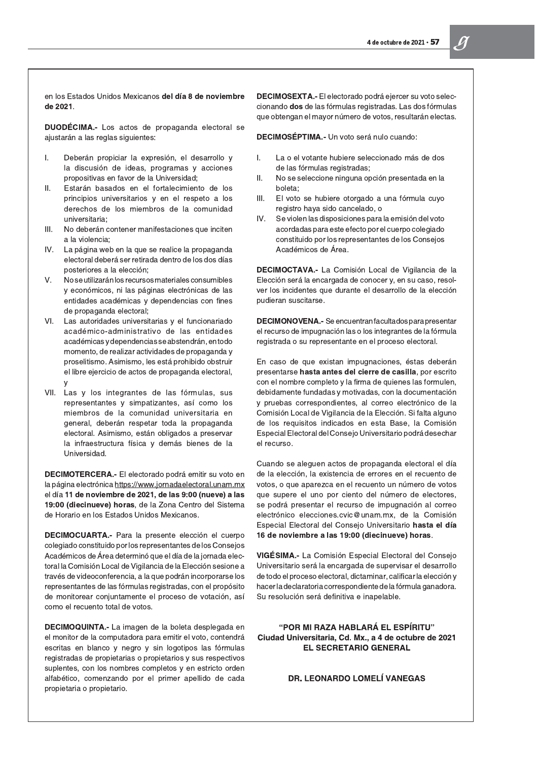en los Estados Unidos Mexicanos **del día 8 de noviembre de 2021**.

**DUODÉCIMA.-** Los actos de propaganda electoral se ajustarán a las reglas siguientes:

I. Deberán propiciar la expresión, el desarrollo y la discusión de ideas, programas y acciones propositivas en favor de la Universidad;
II. Estarán basados en el fortalecimiento de los principios universitarios y en el respeto a los derechos de los miembros de la comunidad universitaria;
III. No deberán contener manifestaciones que inciten a la violencia;
IV. La página web en la que se realice la propaganda electoral deberá ser retirada dentro de los dos días posteriores a la elección;
V. No se utilizarán los recursos materiales consumibles y económicos, ni las páginas electrónicas de las entidades académicas y dependencias con fines de propaganda electoral;
VI. Las autoridades universitarias y el funcionariado académico-administrativo de las entidades académicas y dependencias se abstendrán, en todo momento, de realizar actividades de propaganda y proselitismo. Asimismo, les está prohibido obstruir el libre ejercicio de actos de propaganda electoral, y
VII. Las y los integrantes de las fórmulas, sus representantes y simpatizantes, así como los miembros de la comunidad universitaria en general, deberán respetar toda la propaganda electoral. Asimismo, están obligados a preservar la infraestructura física y demás bienes de la Universidad.

**DECIMOTERCERA.-** El electorado podrá emitir su voto en la página electrónica https://www.jornadaelectoral.unam.mx el día **11 de noviembre de 2021, de las 9:00 (nueve) a las 19:00 (diecinueve) horas**, de la Zona Centro del Sistema de Horario en los Estados Unidos Mexicanos.

**DECIMOCUARTA.-** Para la presente elección el cuerpo colegiado constituido por los representantes de los Consejos Académicos de Área determinó que el día de la jornada electoral la Comisión Local de Vigilancia de la Elección sesione a través de videoconferencia, a la que podrán incorporarse los representantes de las fórmulas registradas, con el propósito de monitorear conjuntamente el proceso de votación, así como el recuento total de votos.

**DECIMOQUINTA.-** La imagen de la boleta desplegada en el monitor de la computadora para emitir el voto, contendrá escritas en blanco y negro y sin logotipos las fórmulas registradas de propietarias o propietarios y sus respectivos suplentes, con los nombres completos y en estricto orden alfabético, comenzando por el primer apellido de cada propietaria o propietario.

**DECIMOSEXTA.-** El electorado podrá ejercer su voto seleccionando **dos** de las fórmulas registradas. Las dos fórmulas que obtengan el mayor número de votos, resultarán electas.

**DECIMOSÉPTIMA.-** Un voto será nulo cuando:

I. La o el votante hubiere seleccionado más de dos de las fórmulas registradas;
II. No se seleccione ninguna opción presentada en la boleta;
III. El voto se hubiere otorgado a una fórmula cuyo registro haya sido cancelado, o
IV. Se violen las disposiciones para la emisión del voto acordadas para este efecto por el cuerpo colegiado constituido por los representantes de los Consejos Académicos de Área.

**DECIMOCTAVA.-** La Comisión Local de Vigilancia de la Elección será la encargada de conocer y, en su caso, resolver los incidentes que durante el desarrollo de la elección pudieran suscitarse.

**DECIMONOVENA.-** Se encuentran facultados para presentar el recurso de impugnación las o los integrantes de la fórmula registrada o su representante en el proceso electoral.

En caso de que existan impugnaciones, éstas deberán presentarse **hasta antes del cierre de casilla**, por escrito con el nombre completo y la firma de quienes las formulen, debidamente fundadas y motivadas, con la documentación y pruebas correspondientes, al correo electrónico de la Comisión Local de Vigilancia de la Elección. Si falta alguno de los requisitos indicados en esta Base, la Comisión Especial Electoral del Consejo Universitario podrá desechar el recurso.

Cuando se aleguen actos de propaganda electoral el día de la elección, la existencia de errores en el recuento de votos, o que aparezca en el recuento un número de votos que supere el uno por ciento del número de electores, se podrá presentar el recurso de impugnación al correo electrónico elecciones.cvic@unam.mx, de la Comisión Especial Electoral del Consejo Universitario **hasta el día 16 de noviembre a las 19:00 (diecinueve) horas**.

**VIGÉSIMA.-** La Comisión Especial Electoral del Consejo Universitario será la encargada de supervisar el desarrollo de todo el proceso electoral, dictaminar, calificar la elección y hacer la declaratoria correspondiente de la fórmula ganadora. Su resolución será definitiva e inapelable.

**"POR MI RAZA HABLARÁ EL ESPÍRITU"**
**Ciudad Universitaria, Cd. Mx., a 4 de octubre de 2021**
**EL SECRETARIO GENERAL**

**DR. LEONARDO LOMELÍ VANEGAS**